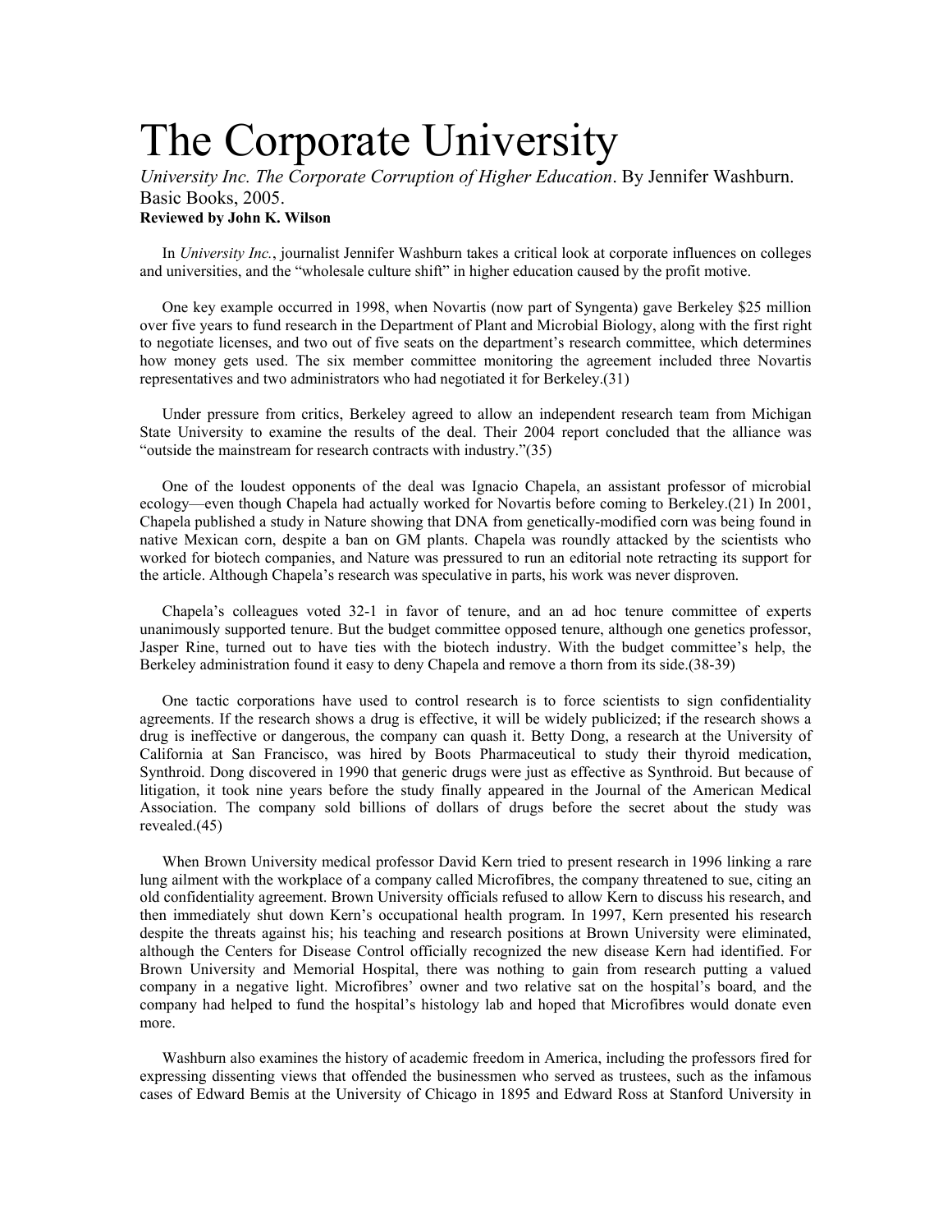# The Corporate University

*University Inc. The Corporate Corruption of Higher Education*. By Jennifer Washburn. Basic Books, 2005.

**Reviewed by John K. Wilson**

In *University Inc.*, journalist Jennifer Washburn takes a critical look at corporate influences on colleges and universities, and the "wholesale culture shift" in higher education caused by the profit motive.

One key example occurred in 1998, when Novartis (now part of Syngenta) gave Berkeley $25 million over five years to fund research in the Department of Plant and Microbial Biology, along with the first right to negotiate licenses, and two out of five seats on the department's research committee, which determines how money gets used. The six member committee monitoring the agreement included three Novartis representatives and two administrators who had negotiated it for Berkeley.(31)

Under pressure from critics, Berkeley agreed to allow an independent research team from Michigan State University to examine the results of the deal. Their 2004 report concluded that the alliance was "outside the mainstream for research contracts with industry."(35)

One of the loudest opponents of the deal was Ignacio Chapela, an assistant professor of microbial ecology—even though Chapela had actually worked for Novartis before coming to Berkeley.(21) In 2001, Chapela published a study in Nature showing that DNA from genetically-modified corn was being found in native Mexican corn, despite a ban on GM plants. Chapela was roundly attacked by the scientists who worked for biotech companies, and Nature was pressured to run an editorial note retracting its support for the article. Although Chapela's research was speculative in parts, his work was never disproven.

Chapela's colleagues voted 32-1 in favor of tenure, and an ad hoc tenure committee of experts unanimously supported tenure. But the budget committee opposed tenure, although one genetics professor, Jasper Rine, turned out to have ties with the biotech industry. With the budget committee's help, the Berkeley administration found it easy to deny Chapela and remove a thorn from its side.(38-39)

One tactic corporations have used to control research is to force scientists to sign confidentiality agreements. If the research shows a drug is effective, it will be widely publicized; if the research shows a drug is ineffective or dangerous, the company can quash it. Betty Dong, a research at the University of California at San Francisco, was hired by Boots Pharmaceutical to study their thyroid medication, Synthroid. Dong discovered in 1990 that generic drugs were just as effective as Synthroid. But because of litigation, it took nine years before the study finally appeared in the Journal of the American Medical Association. The company sold billions of dollars of drugs before the secret about the study was revealed.(45)

When Brown University medical professor David Kern tried to present research in 1996 linking a rare lung ailment with the workplace of a company called Microfibres, the company threatened to sue, citing an old confidentiality agreement. Brown University officials refused to allow Kern to discuss his research, and then immediately shut down Kern's occupational health program. In 1997, Kern presented his research despite the threats against his; his teaching and research positions at Brown University were eliminated, although the Centers for Disease Control officially recognized the new disease Kern had identified. For Brown University and Memorial Hospital, there was nothing to gain from research putting a valued company in a negative light. Microfibres' owner and two relative sat on the hospital's board, and the company had helped to fund the hospital's histology lab and hoped that Microfibres would donate even more.

Washburn also examines the history of academic freedom in America, including the professors fired for expressing dissenting views that offended the businessmen who served as trustees, such as the infamous cases of Edward Bemis at the University of Chicago in 1895 and Edward Ross at Stanford University in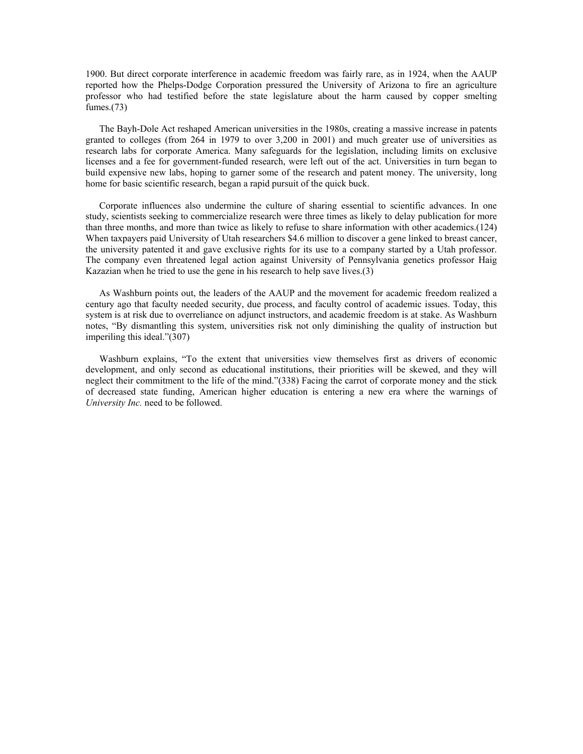1900. But direct corporate interference in academic freedom was fairly rare, as in 1924, when the AAUP reported how the Phelps-Dodge Corporation pressured the University of Arizona to fire an agriculture professor who had testified before the state legislature about the harm caused by copper smelting fumes.(73)

The Bayh-Dole Act reshaped American universities in the 1980s, creating a massive increase in patents granted to colleges (from 264 in 1979 to over 3,200 in 2001) and much greater use of universities as research labs for corporate America. Many safeguards for the legislation, including limits on exclusive licenses and a fee for government-funded research, were left out of the act. Universities in turn began to build expensive new labs, hoping to garner some of the research and patent money. The university, long home for basic scientific research, began a rapid pursuit of the quick buck.

Corporate influences also undermine the culture of sharing essential to scientific advances. In one study, scientists seeking to commercialize research were three times as likely to delay publication for more than three months, and more than twice as likely to refuse to share information with other academics.(124) When taxpayers paid University of Utah researchers $4.6 million to discover a gene linked to breast cancer, the university patented it and gave exclusive rights for its use to a company started by a Utah professor. The company even threatened legal action against University of Pennsylvania genetics professor Haig Kazazian when he tried to use the gene in his research to help save lives.(3)

As Washburn points out, the leaders of the AAUP and the movement for academic freedom realized a century ago that faculty needed security, due process, and faculty control of academic issues. Today, this system is at risk due to overreliance on adjunct instructors, and academic freedom is at stake. As Washburn notes, "By dismantling this system, universities risk not only diminishing the quality of instruction but imperiling this ideal."(307)

Washburn explains, "To the extent that universities view themselves first as drivers of economic development, and only second as educational institutions, their priorities will be skewed, and they will neglect their commitment to the life of the mind."(338) Facing the carrot of corporate money and the stick of decreased state funding, American higher education is entering a new era where the warnings of *University Inc.* need to be followed.